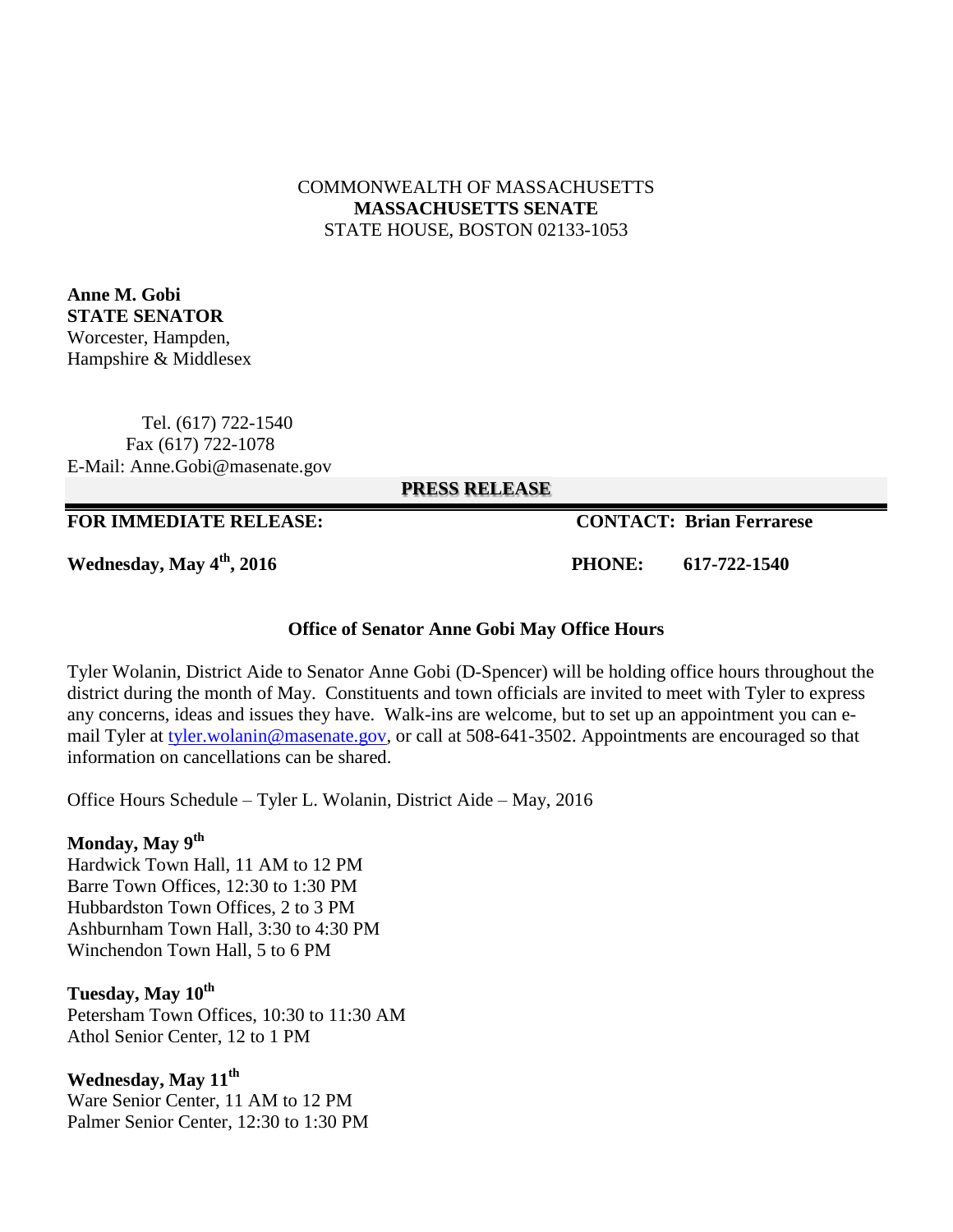COMMONWEALTH OF MASSACHUSETTS
**MASSACHUSETTS SENATE**
STATE HOUSE, BOSTON 02133-1053

**Anne M. Gobi**
**STATE SENATOR**
Worcester, Hampden,
Hampshire & Middlesex

Tel. (617) 722-1540
Fax (617) 722-1078
E-Mail: Anne.Gobi@masenate.gov

**PRESS RELEASE**

**FOR IMMEDIATE RELEASE:** **CONTACT: Brian Ferrarese**

**Wednesday, May 4th, 2016** **PHONE: 617-722-1540**

**Office of Senator Anne Gobi May Office Hours**

Tyler Wolanin, District Aide to Senator Anne Gobi (D-Spencer) will be holding office hours throughout the district during the month of May. Constituents and town officials are invited to meet with Tyler to express any concerns, ideas and issues they have. Walk-ins are welcome, but to set up an appointment you can e-mail Tyler at tyler.wolanin@masenate.gov, or call at 508-641-3502. Appointments are encouraged so that information on cancellations can be shared.

Office Hours Schedule – Tyler L. Wolanin, District Aide – May, 2016

**Monday, May 9th**
Hardwick Town Hall, 11 AM to 12 PM
Barre Town Offices, 12:30 to 1:30 PM
Hubbardston Town Offices, 2 to 3 PM
Ashburnham Town Hall, 3:30 to 4:30 PM
Winchendon Town Hall, 5 to 6 PM

**Tuesday, May 10th**
Petersham Town Offices, 10:30 to 11:30 AM
Athol Senior Center, 12 to 1 PM

**Wednesday, May 11th**
Ware Senior Center, 11 AM to 12 PM
Palmer Senior Center, 12:30 to 1:30 PM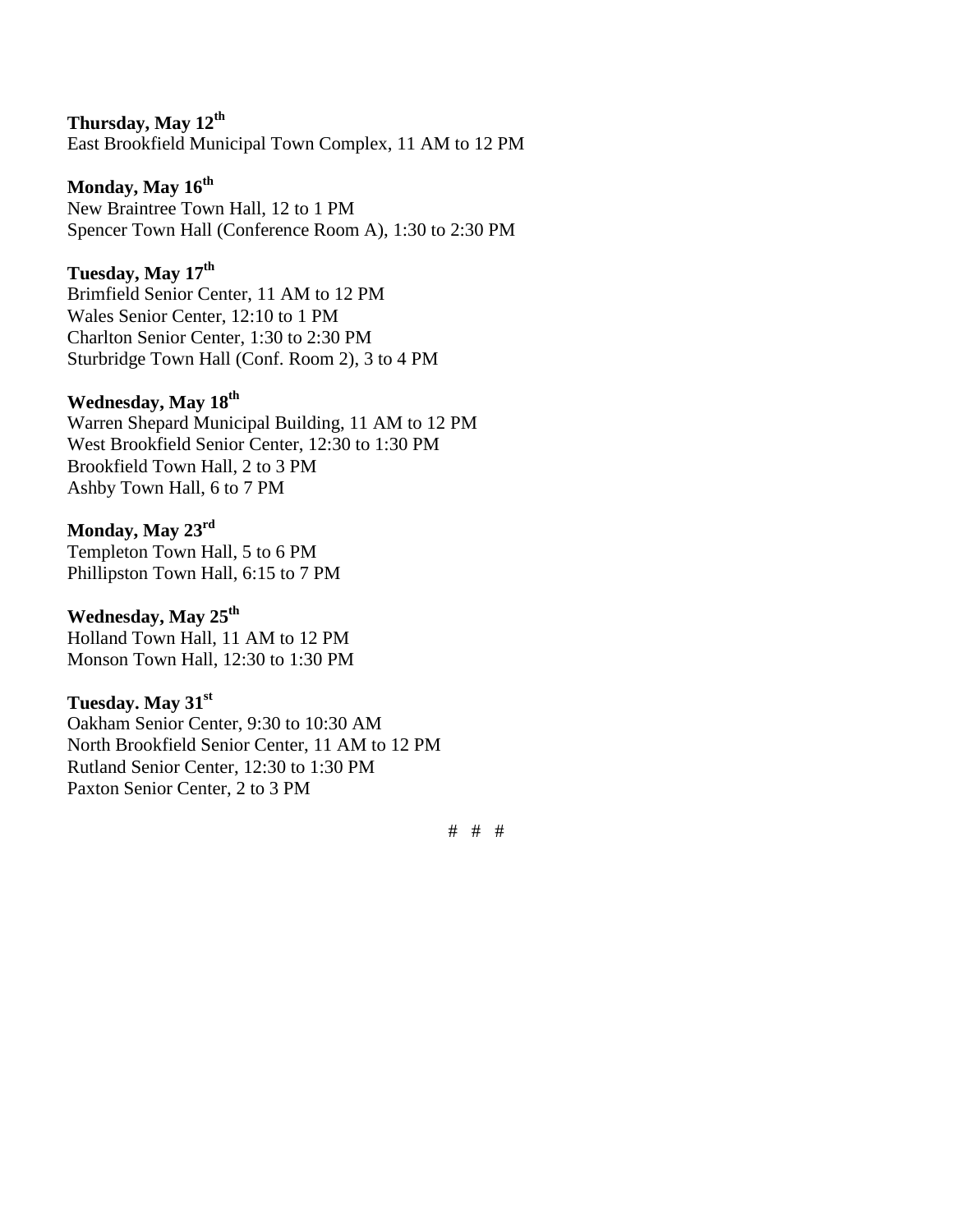**Thursday, May 12th**
East Brookfield Municipal Town Complex, 11 AM to 12 PM

**Monday, May 16th**
New Braintree Town Hall, 12 to 1 PM
Spencer Town Hall (Conference Room A), 1:30 to 2:30 PM

**Tuesday, May 17th**
Brimfield Senior Center, 11 AM to 12 PM
Wales Senior Center, 12:10 to 1 PM
Charlton Senior Center, 1:30 to 2:30 PM
Sturbridge Town Hall (Conf. Room 2), 3 to 4 PM

**Wednesday, May 18th**
Warren Shepard Municipal Building, 11 AM to 12 PM
West Brookfield Senior Center, 12:30 to 1:30 PM
Brookfield Town Hall, 2 to 3 PM
Ashby Town Hall, 6 to 7 PM

**Monday, May 23rd**
Templeton Town Hall, 5 to 6 PM
Phillipston Town Hall, 6:15 to 7 PM

**Wednesday, May 25th**
Holland Town Hall, 11 AM to 12 PM
Monson Town Hall, 12:30 to 1:30 PM

**Tuesday. May 31st**
Oakham Senior Center, 9:30 to 10:30 AM
North Brookfield Senior Center, 11 AM to 12 PM
Rutland Senior Center, 12:30 to 1:30 PM
Paxton Senior Center, 2 to 3 PM

# # #